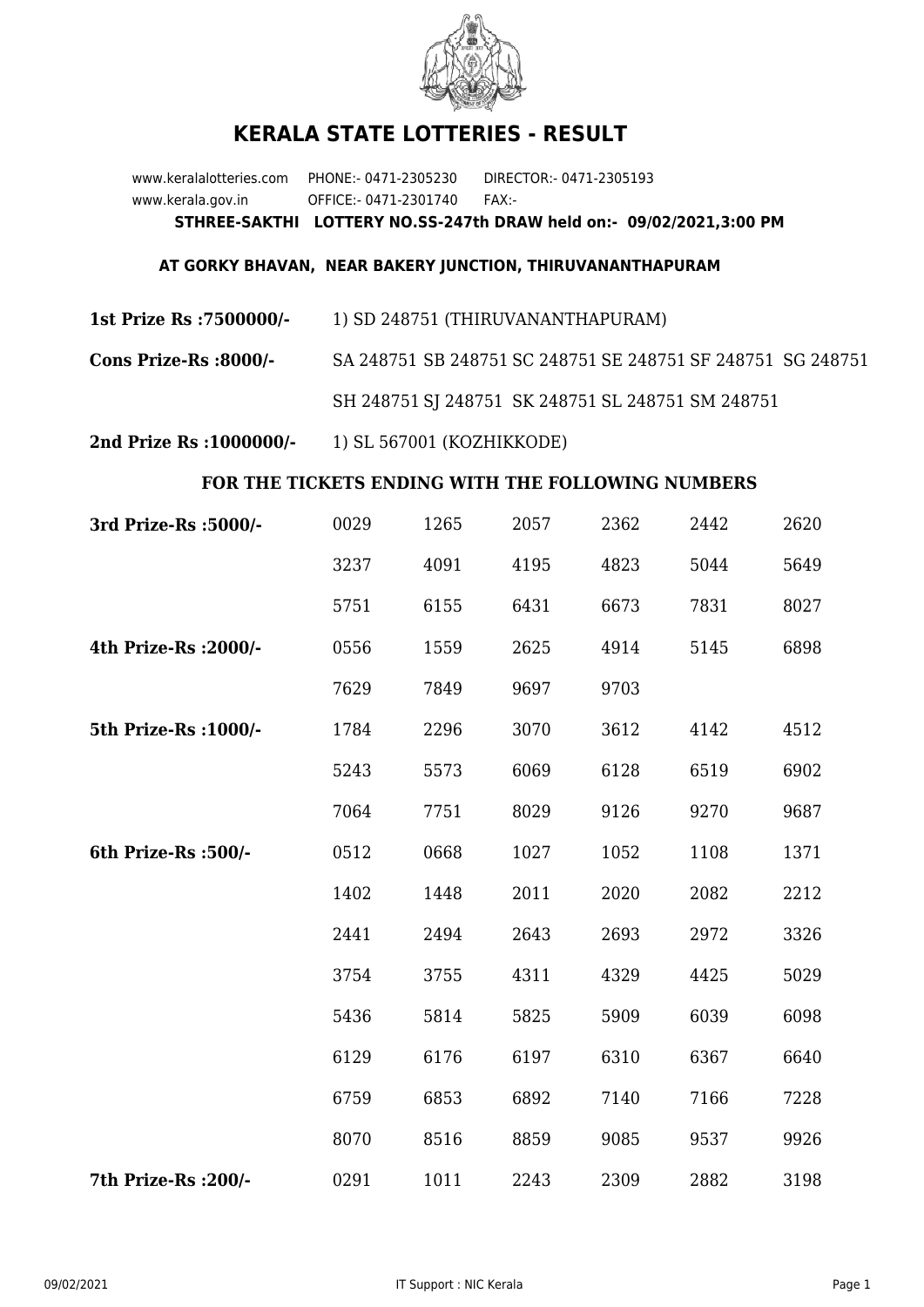# KERALA STATE LOTTERIES - RESULT

www.keralalotteries.com PHONE:- 0471-2305230 DIRECTOR:- 0471-2305193
www.kerala.gov.in OFFICE:- 0471-2301740 FAX:-

**STHREE-SAKTHI LOTTERY NO.SS-247th DRAW held on:- 09/02/2021,3:00 PM**

**AT GORKY BHAVAN, NEAR BAKERY JUNCTION, THIRUVANANTHAPURAM**

**1st Prize Rs :7500000/-** 1) SD 248751 (THIRUVANANTHAPURAM)

**Cons Prize-Rs :8000/-** SA 248751 SB 248751 SC 248751 SE 248751 SF 248751 SG 248751 SH 248751 SJ 248751 SK 248751 SL 248751 SM 248751

**2nd Prize Rs :1000000/-** 1) SL 567001 (KOZHIKKODE)

**FOR THE TICKETS ENDING WITH THE FOLLOWING NUMBERS**

| | | | | | | |
|---|---|---|---|---|---|---|
| **3rd Prize-Rs :5000/-** | 0029 | 1265 | 2057 | 2362 | 2442 | 2620 |
| | 3237 | 4091 | 4195 | 4823 | 5044 | 5649 |
| | 5751 | 6155 | 6431 | 6673 | 7831 | 8027 |
| **4th Prize-Rs :2000/-** | 0556 | 1559 | 2625 | 4914 | 5145 | 6898 |
| | 7629 | 7849 | 9697 | 9703 | | |
| **5th Prize-Rs :1000/-** | 1784 | 2296 | 3070 | 3612 | 4142 | 4512 |
| | 5243 | 5573 | 6069 | 6128 | 6519 | 6902 |
| | 7064 | 7751 | 8029 | 9126 | 9270 | 9687 |
| **6th Prize-Rs :500/-** | 0512 | 0668 | 1027 | 1052 | 1108 | 1371 |
| | 1402 | 1448 | 2011 | 2020 | 2082 | 2212 |
| | 2441 | 2494 | 2643 | 2693 | 2972 | 3326 |
| | 3754 | 3755 | 4311 | 4329 | 4425 | 5029 |
| | 5436 | 5814 | 5825 | 5909 | 6039 | 6098 |
| | 6129 | 6176 | 6197 | 6310 | 6367 | 6640 |
| | 6759 | 6853 | 6892 | 7140 | 7166 | 7228 |
| | 8070 | 8516 | 8859 | 9085 | 9537 | 9926 |
| **7th Prize-Rs :200/-** | 0291 | 1011 | 2243 | 2309 | 2882 | 3198 |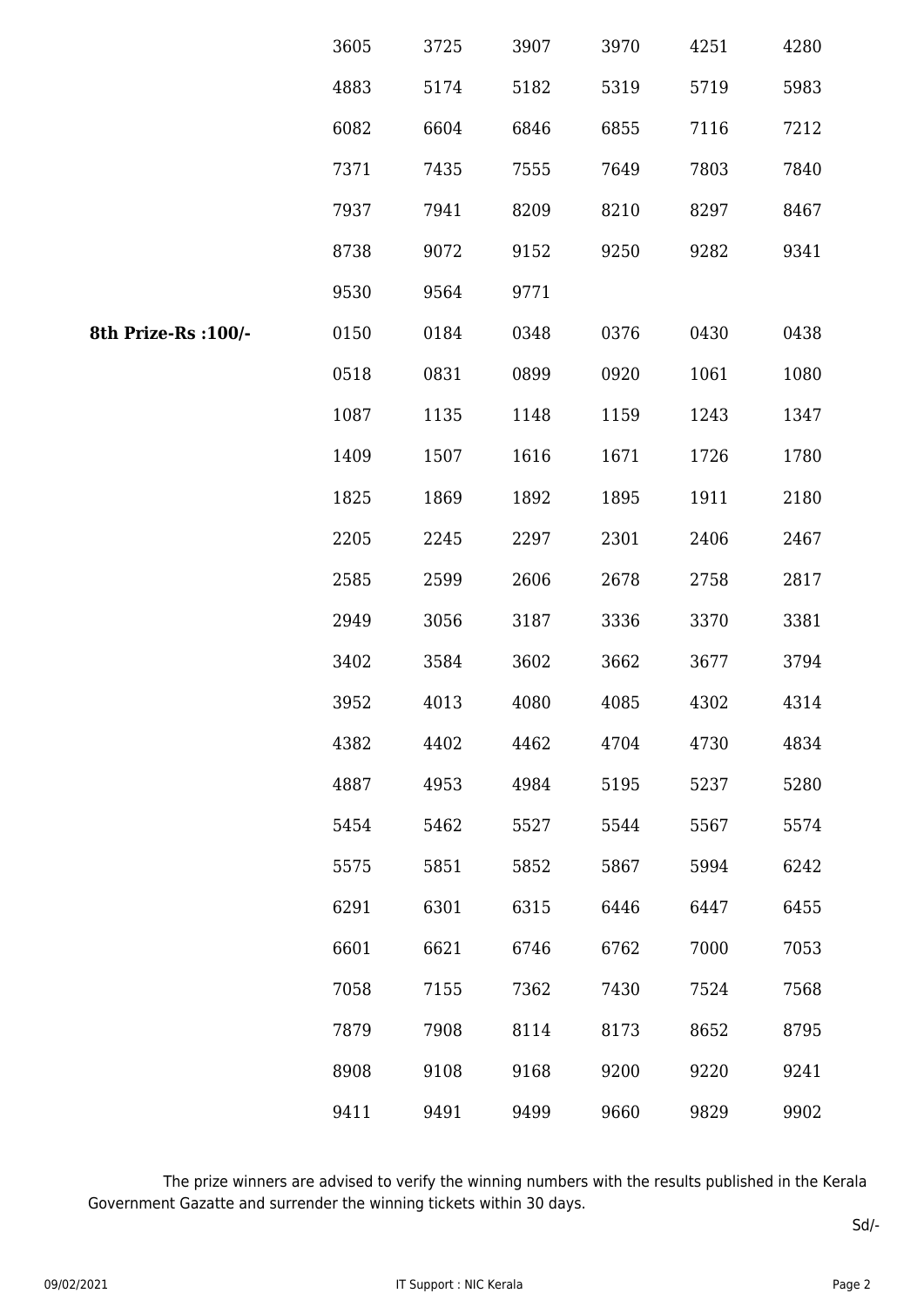| | | | | | | |
|---|---|---|---|---|---|---|
| | 3605 | 3725 | 3907 | 3970 | 4251 | 4280 |
| | 4883 | 5174 | 5182 | 5319 | 5719 | 5983 |
| | 6082 | 6604 | 6846 | 6855 | 7116 | 7212 |
| | 7371 | 7435 | 7555 | 7649 | 7803 | 7840 |
| | 7937 | 7941 | 8209 | 8210 | 8297 | 8467 |
| | 8738 | 9072 | 9152 | 9250 | 9282 | 9341 |
| | 9530 | 9564 | 9771 | | | |
| **8th Prize-Rs :100/-** | 0150 | 0184 | 0348 | 0376 | 0430 | 0438 |
| | 0518 | 0831 | 0899 | 0920 | 1061 | 1080 |
| | 1087 | 1135 | 1148 | 1159 | 1243 | 1347 |
| | 1409 | 1507 | 1616 | 1671 | 1726 | 1780 |
| | 1825 | 1869 | 1892 | 1895 | 1911 | 2180 |
| | 2205 | 2245 | 2297 | 2301 | 2406 | 2467 |
| | 2585 | 2599 | 2606 | 2678 | 2758 | 2817 |
| | 2949 | 3056 | 3187 | 3336 | 3370 | 3381 |
| | 3402 | 3584 | 3602 | 3662 | 3677 | 3794 |
| | 3952 | 4013 | 4080 | 4085 | 4302 | 4314 |
| | 4382 | 4402 | 4462 | 4704 | 4730 | 4834 |
| | 4887 | 4953 | 4984 | 5195 | 5237 | 5280 |
| | 5454 | 5462 | 5527 | 5544 | 5567 | 5574 |
| | 5575 | 5851 | 5852 | 5867 | 5994 | 6242 |
| | 6291 | 6301 | 6315 | 6446 | 6447 | 6455 |
| | 6601 | 6621 | 6746 | 6762 | 7000 | 7053 |
| | 7058 | 7155 | 7362 | 7430 | 7524 | 7568 |
| | 7879 | 7908 | 8114 | 8173 | 8652 | 8795 |
| | 8908 | 9108 | 9168 | 9200 | 9220 | 9241 |
| | 9411 | 9491 | 9499 | 9660 | 9829 | 9902 |

The prize winners are advised to verify the winning numbers with the results published in the Kerala Government Gazatte and surrender the winning tickets within 30 days.

Sd/-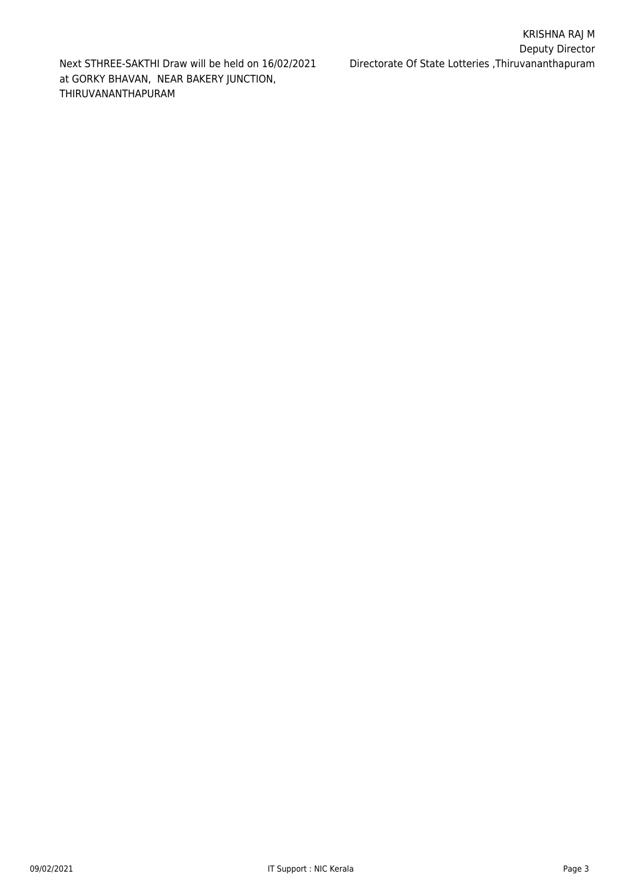Next STHREE-SAKTHI Draw will be held on 16/02/2021 at GORKY BHAVAN, NEAR BAKERY JUNCTION, THIRUVANANTHAPURAM

KRISHNA RAJ M
Deputy Director
Directorate Of State Lotteries ,Thiruvananthapuram